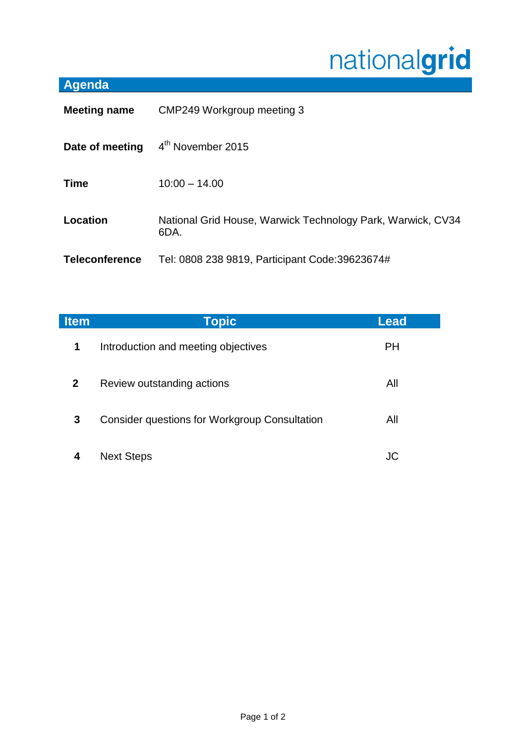nationalgrid

## Agenda

**Meeting name** CMP249 Workgroup meeting 3

**Date of meeting** 4th November 2015

**Time** 10:00 – 14.00

**Location** National Grid House, Warwick Technology Park, Warwick, CV34 6DA.

**Teleconference** Tel: 0808 238 9819, Participant Code:39623674#

| Item | Topic | Lead |
|---|---|---|
| **1** | Introduction and meeting objectives | PH |
| **2** | Review outstanding actions | All |
| **3** | Consider questions for Workgroup Consultation | All |
| **4** | Next Steps | JC |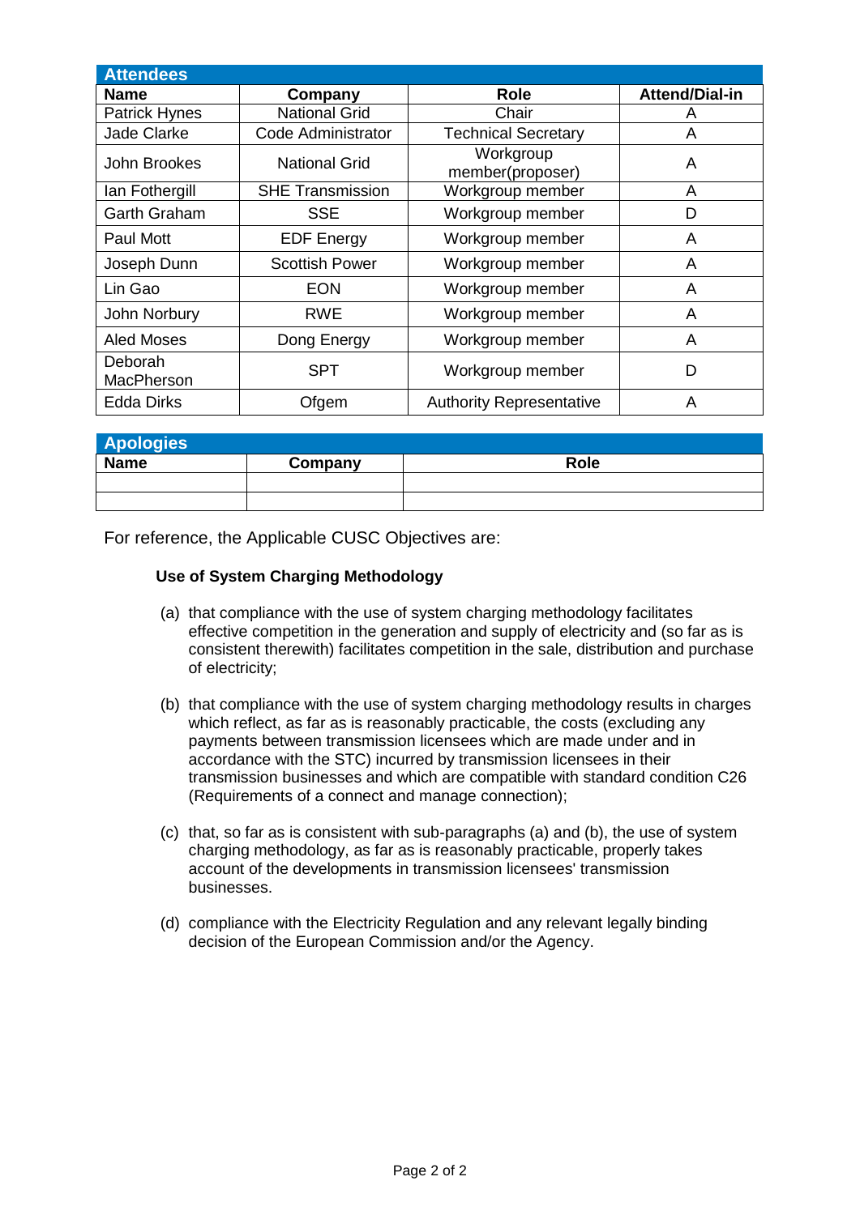## Attendees

| Name | Company | Role | Attend/Dial-in |
|---|---|---|---|
| Patrick Hynes | National Grid | Chair | A |
| Jade Clarke | Code Administrator | Technical Secretary | A |
| John Brookes | National Grid | Workgroup member(proposer) | A |
| Ian Fothergill | SHE Transmission | Workgroup member | A |
| Garth Graham | SSE | Workgroup member | D |
| Paul Mott | EDF Energy | Workgroup member | A |
| Joseph Dunn | Scottish Power | Workgroup member | A |
| Lin Gao | EON | Workgroup member | A |
| John Norbury | RWE | Workgroup member | A |
| Aled Moses | Dong Energy | Workgroup member | A |
| Deborah MacPherson | SPT | Workgroup member | D |
| Edda Dirks | Ofgem | Authority Representative | A |

## Apologies

| Name | Company | Role |
|---|---|---|
| | | |
| | | |

For reference, the Applicable CUSC Objectives are:

**Use of System Charging Methodology**

(a) that compliance with the use of system charging methodology facilitates effective competition in the generation and supply of electricity and (so far as is consistent therewith) facilitates competition in the sale, distribution and purchase of electricity;

(b) that compliance with the use of system charging methodology results in charges which reflect, as far as is reasonably practicable, the costs (excluding any payments between transmission licensees which are made under and in accordance with the STC) incurred by transmission licensees in their transmission businesses and which are compatible with standard condition C26 (Requirements of a connect and manage connection);

(c) that, so far as is consistent with sub-paragraphs (a) and (b), the use of system charging methodology, as far as is reasonably practicable, properly takes account of the developments in transmission licensees' transmission businesses.

(d) compliance with the Electricity Regulation and any relevant legally binding decision of the European Commission and/or the Agency.